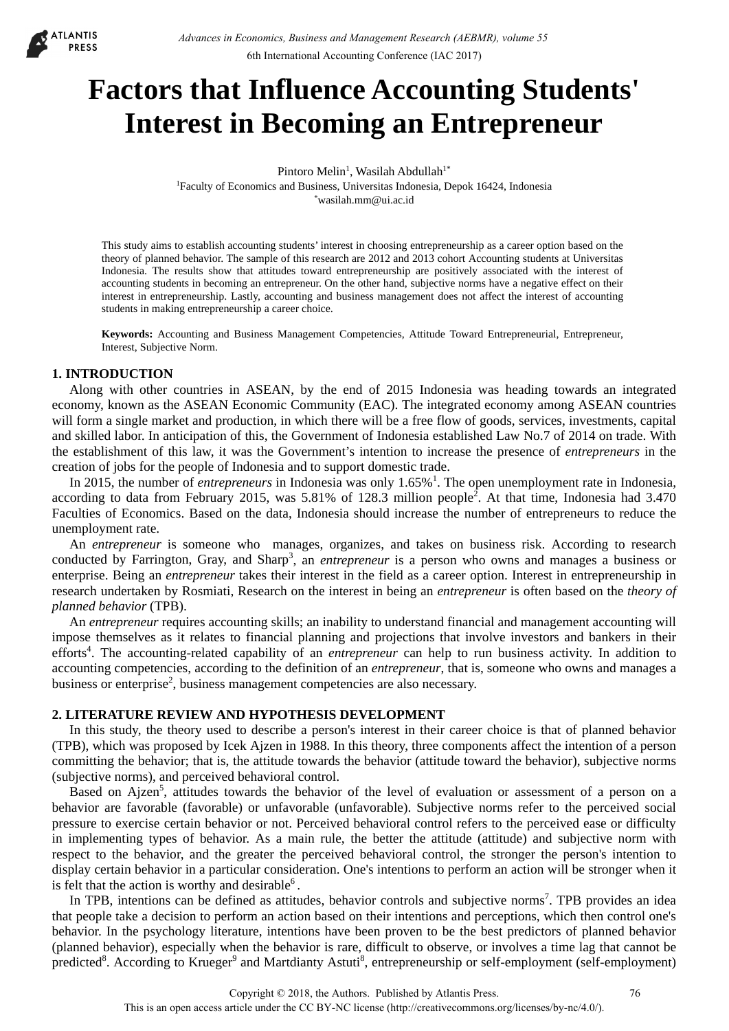# Factors that Influence Accounting Students' Interest in Becoming an Entrepreneur

Pintoro Melin[1], Wasilah Abdullah[1*]

[1]Faculty of Economics and Business, Universitas Indonesia, Depok 16424, Indonesia

[*]wasilah.mm@ui.ac.id

This study aims to establish accounting students' interest in choosing entrepreneurship as a career option based on the theory of planned behavior. The sample of this research are 2012 and 2013 cohort Accounting students at Universitas Indonesia. The results show that attitudes toward entrepreneurship are positively associated with the interest of accounting students in becoming an entrepreneur. On the other hand, subjective norms have a negative effect on their interest in entrepreneurship. Lastly, accounting and business management does not affect the interest of accounting students in making entrepreneurship a career choice.

**Keywords:** Accounting and Business Management Competencies, Attitude Toward Entrepreneurial, Entrepreneur, Interest, Subjective Norm.

## 1. INTRODUCTION

Along with other countries in ASEAN, by the end of 2015 Indonesia was heading towards an integrated economy, known as the ASEAN Economic Community (EAC). The integrated economy among ASEAN countries will form a single market and production, in which there will be a free flow of goods, services, investments, capital and skilled labor. In anticipation of this, the Government of Indonesia established Law No.7 of 2014 on trade. With the establishment of this law, it was the Government's intention to increase the presence of *entrepreneurs* in the creation of jobs for the people of Indonesia and to support domestic trade.

In 2015, the number of *entrepreneurs* in Indonesia was only 1.65%[1]. The open unemployment rate in Indonesia, according to data from February 2015, was 5.81% of 128.3 million people[2]. At that time, Indonesia had 3.470 Faculties of Economics. Based on the data, Indonesia should increase the number of entrepreneurs to reduce the unemployment rate.

An *entrepreneur* is someone who manages, organizes, and takes on business risk. According to research conducted by Farrington, Gray, and Sharp[3], an *entrepreneur* is a person who owns and manages a business or enterprise. Being an *entrepreneur* takes their interest in the field as a career option. Interest in entrepreneurship in research undertaken by Rosmiati, Research on the interest in being an *entrepreneur* is often based on the *theory of planned behavior* (TPB).

An *entrepreneur* requires accounting skills; an inability to understand financial and management accounting will impose themselves as it relates to financial planning and projections that involve investors and bankers in their efforts[4]. The accounting-related capability of an *entrepreneur* can help to run business activity. In addition to accounting competencies, according to the definition of an *entrepreneur*, that is, someone who owns and manages a business or enterprise[2], business management competencies are also necessary.

## 2. LITERATURE REVIEW AND HYPOTHESIS DEVELOPMENT

In this study, the theory used to describe a person's interest in their career choice is that of planned behavior (TPB), which was proposed by Icek Ajzen in 1988. In this theory, three components affect the intention of a person committing the behavior; that is, the attitude towards the behavior (attitude toward the behavior), subjective norms (subjective norms), and perceived behavioral control.

Based on Ajzen[5], attitudes towards the behavior of the level of evaluation or assessment of a person on a behavior are favorable (favorable) or unfavorable (unfavorable). Subjective norms refer to the perceived social pressure to exercise certain behavior or not. Perceived behavioral control refers to the perceived ease or difficulty in implementing types of behavior. As a main rule, the better the attitude (attitude) and subjective norm with respect to the behavior, and the greater the perceived behavioral control, the stronger the person's intention to display certain behavior in a particular consideration. One's intentions to perform an action will be stronger when it is felt that the action is worthy and desirable[6].

In TPB, intentions can be defined as attitudes, behavior controls and subjective norms[7]. TPB provides an idea that people take a decision to perform an action based on their intentions and perceptions, which then control one's behavior. In the psychology literature, intentions have been proven to be the best predictors of planned behavior (planned behavior), especially when the behavior is rare, difficult to observe, or involves a time lag that cannot be predicted[8]. According to Krueger[9] and Martdianty Astuti[8], entrepreneurship or self-employment (self-employment)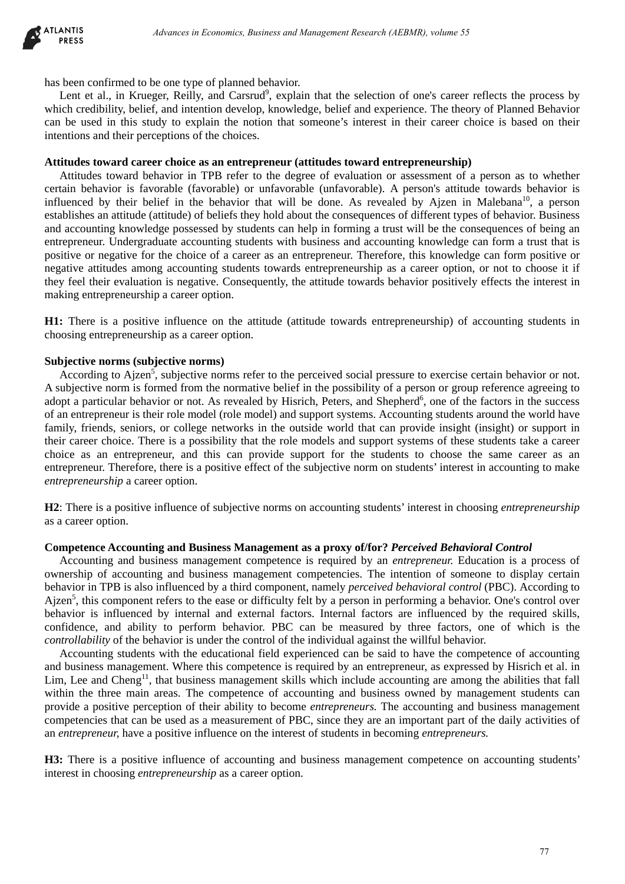has been confirmed to be one type of planned behavior.

Lent et al., in Krueger, Reilly, and Carsrud[9], explain that the selection of one's career reflects the process by which credibility, belief, and intention develop, knowledge, belief and experience. The theory of Planned Behavior can be used in this study to explain the notion that someone's interest in their career choice is based on their intentions and their perceptions of the choices.

**Attitudes toward career choice as an entrepreneur (attitudes toward entrepreneurship)**

Attitudes toward behavior in TPB refer to the degree of evaluation or assessment of a person as to whether certain behavior is favorable (favorable) or unfavorable (unfavorable). A person's attitude towards behavior is influenced by their belief in the behavior that will be done. As revealed by Ajzen in Malebana[10], a person establishes an attitude (attitude) of beliefs they hold about the consequences of different types of behavior. Business and accounting knowledge possessed by students can help in forming a trust will be the consequences of being an entrepreneur. Undergraduate accounting students with business and accounting knowledge can form a trust that is positive or negative for the choice of a career as an entrepreneur. Therefore, this knowledge can form positive or negative attitudes among accounting students towards entrepreneurship as a career option, or not to choose it if they feel their evaluation is negative. Consequently, the attitude towards behavior positively effects the interest in making entrepreneurship a career option.

**H1:** There is a positive influence on the attitude (attitude towards entrepreneurship) of accounting students in choosing entrepreneurship as a career option.

**Subjective norms (subjective norms)**

According to Ajzen[5], subjective norms refer to the perceived social pressure to exercise certain behavior or not. A subjective norm is formed from the normative belief in the possibility of a person or group reference agreeing to adopt a particular behavior or not. As revealed by Hisrich, Peters, and Shepherd[6], one of the factors in the success of an entrepreneur is their role model (role model) and support systems. Accounting students around the world have family, friends, seniors, or college networks in the outside world that can provide insight (insight) or support in their career choice. There is a possibility that the role models and support systems of these students take a career choice as an entrepreneur, and this can provide support for the students to choose the same career as an entrepreneur. Therefore, there is a positive effect of the subjective norm on students' interest in accounting to make *entrepreneurship* a career option.

**H2**: There is a positive influence of subjective norms on accounting students' interest in choosing *entrepreneurship* as a career option.

**Competence Accounting and Business Management as a proxy of/for? *Perceived Behavioral Control***

Accounting and business management competence is required by an *entrepreneur.* Education is a process of ownership of accounting and business management competencies. The intention of someone to display certain behavior in TPB is also influenced by a third component, namely *perceived behavioral control* (PBC). According to Ajzen[5], this component refers to the ease or difficulty felt by a person in performing a behavior. One's control over behavior is influenced by internal and external factors. Internal factors are influenced by the required skills, confidence, and ability to perform behavior. PBC can be measured by three factors, one of which is the *controllability* of the behavior is under the control of the individual against the willful behavior.

Accounting students with the educational field experienced can be said to have the competence of accounting and business management. Where this competence is required by an entrepreneur, as expressed by Hisrich et al. in Lim, Lee and Cheng[11], that business management skills which include accounting are among the abilities that fall within the three main areas. The competence of accounting and business owned by management students can provide a positive perception of their ability to become *entrepreneurs.* The accounting and business management competencies that can be used as a measurement of PBC, since they are an important part of the daily activities of an *entrepreneur,* have a positive influence on the interest of students in becoming *entrepreneurs.*

**H3:** There is a positive influence of accounting and business management competence on accounting students' interest in choosing *entrepreneurship* as a career option.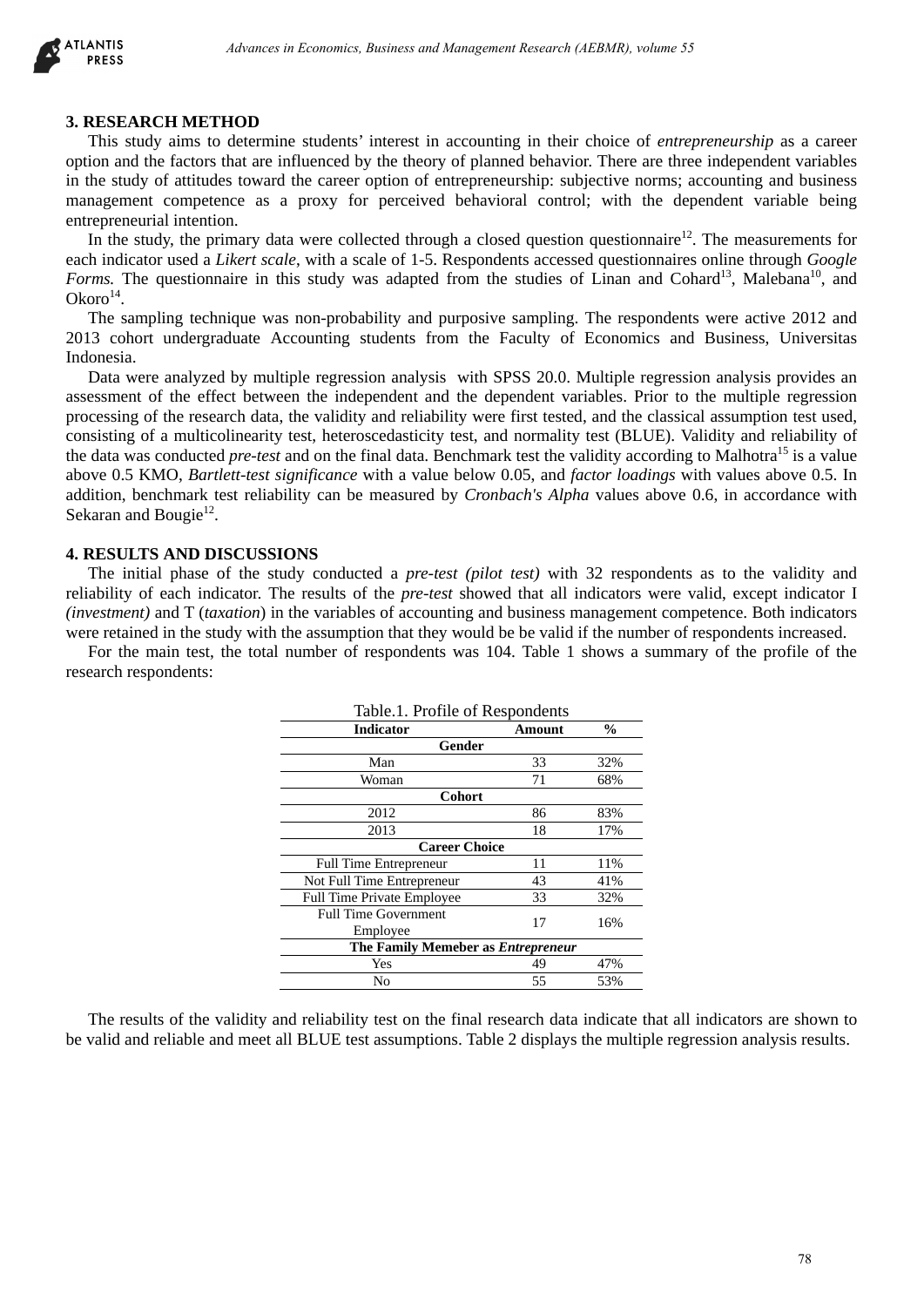## 3. RESEARCH METHOD

This study aims to determine students' interest in accounting in their choice of *entrepreneurship* as a career option and the factors that are influenced by the theory of planned behavior. There are three independent variables in the study of attitudes toward the career option of entrepreneurship: subjective norms; accounting and business management competence as a proxy for perceived behavioral control; with the dependent variable being entrepreneurial intention.

In the study, the primary data were collected through a closed question questionnaire[12]. The measurements for each indicator used a *Likert scale*, with a scale of 1-5. Respondents accessed questionnaires online through *Google Forms.* The questionnaire in this study was adapted from the studies of Linan and Cohard[13], Malebana[10], and Okoro[14].

The sampling technique was non-probability and purposive sampling. The respondents were active 2012 and 2013 cohort undergraduate Accounting students from the Faculty of Economics and Business, Universitas Indonesia.

Data were analyzed by multiple regression analysis with SPSS 20.0. Multiple regression analysis provides an assessment of the effect between the independent and the dependent variables. Prior to the multiple regression processing of the research data, the validity and reliability were first tested, and the classical assumption test used, consisting of a multicolinearity test, heteroscedasticity test, and normality test (BLUE). Validity and reliability of the data was conducted *pre-test* and on the final data. Benchmark test the validity according to Malhotra[15] is a value above 0.5 KMO, *Bartlett-test significance* with a value below 0.05, and *factor loadings* with values above 0.5. In addition, benchmark test reliability can be measured by *Cronbach's Alpha* values above 0.6, in accordance with Sekaran and Bougie[12].

## 4. RESULTS AND DISCUSSIONS

The initial phase of the study conducted a *pre-test (pilot test)* with 32 respondents as to the validity and reliability of each indicator. The results of the *pre-test* showed that all indicators were valid, except indicator I *(investment)* and T (*taxation*) in the variables of accounting and business management competence. Both indicators were retained in the study with the assumption that they would be be valid if the number of respondents increased.

For the main test, the total number of respondents was 104. Table 1 shows a summary of the profile of the research respondents:

Table.1. Profile of Respondents

| Indicator | Amount | % |
|---|---|---|
| **Gender** | | |
| Man | 33 | 32% |
| Woman | 71 | 68% |
| **Cohort** | | |
| 2012 | 86 | 83% |
| 2013 | 18 | 17% |
| **Career Choice** | | |
| Full Time Entrepreneur | 11 | 11% |
| Not Full Time Entrepreneur | 43 | 41% |
| Full Time Private Employee | 33 | 32% |
| Full Time Government Employee | 17 | 16% |
| **The Family Memeber as *Entrepreneur*** | | |
| Yes | 49 | 47% |
| No | 55 | 53% |

The results of the validity and reliability test on the final research data indicate that all indicators are shown to be valid and reliable and meet all BLUE test assumptions. Table 2 displays the multiple regression analysis results.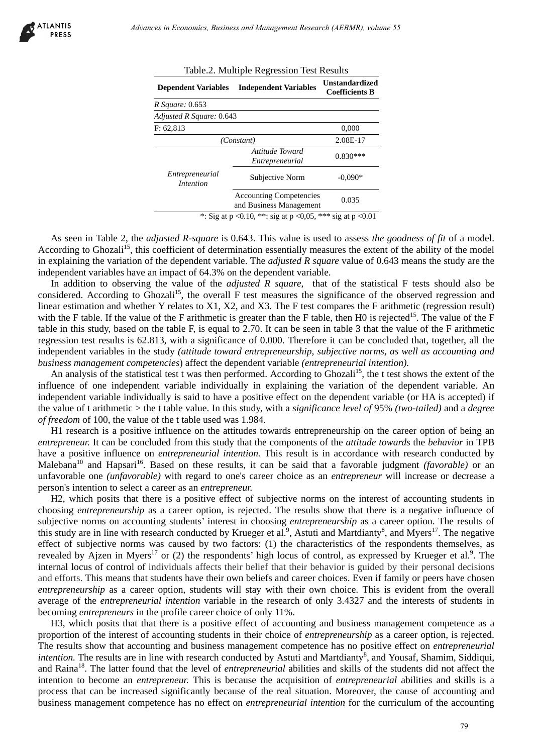Table.2. Multiple Regression Test Results

| Dependent Variables | Independent Variables | Unstandardized Coefficients B |
|---|---|---|
| *R Square:* 0.653 | | |
| *Adjusted R Square:* 0.643 | | |
| F: 62,813 | | 0,000 |
| *(Constant)* | | 2.08E-17 |
| *Entrepreneurial Intention* | *Attitude Toward Entrepreneurial* | 0.830*** |
| | Subjective Norm | -0,090* |
| | Accounting Competencies and Business Management | 0.035 |

*: Sig at p <0.10, **: sig at p <0,05, *** sig at p <0.01

As seen in Table 2, the *adjusted R-square* is 0.643. This value is used to assess *the goodness of fit* of a model. According to Ghozali[15], this coefficient of determination essentially measures the extent of the ability of the model in explaining the variation of the dependent variable. The *adjusted R square* value of 0.643 means the study are the independent variables have an impact of 64.3% on the dependent variable.

In addition to observing the value of the *adjusted R square*, that of the statistical F tests should also be considered. According to Ghozali[15], the overall F test measures the significance of the observed regression and linear estimation and whether Y relates to X1, X2, and X3. The F test compares the F arithmetic (regression result) with the F table. If the value of the F arithmetic is greater than the F table, then H0 is rejected[15]. The value of the F table in this study, based on the table F, is equal to 2.70. It can be seen in table 3 that the value of the F arithmetic regression test results is 62.813, with a significance of 0.000. Therefore it can be concluded that, together, all the independent variables in the study *(attitude toward entrepreneurship, subjective norms, as well as accounting and business management competencies*) affect the dependent variable *(entrepreneurial intention).*

An analysis of the statistical test t was then performed. According to Ghozali[15], the t test shows the extent of the influence of one independent variable individually in explaining the variation of the dependent variable. An independent variable individually is said to have a positive effect on the dependent variable (or HA is accepted) if the value of t arithmetic > the t table value. In this study, with a *significance level of* 95% *(two-tailed)* and a *degree of freedom* of 100, the value of the t table used was 1.984.

H1 research is a positive influence on the attitudes towards entrepreneurship on the career option of being an *entrepreneur.* It can be concluded from this study that the components of the *attitude towards* the *behavior* in TPB have a positive influence on *entrepreneurial intention.* This result is in accordance with research conducted by Malebana[10] and Hapsari[16]. Based on these results, it can be said that a favorable judgment *(favorable)* or an unfavorable one *(unfavorable)* with regard to one's career choice as an *entrepreneur* will increase or decrease a person's intention to select a career as an *entrepreneur.*

H2, which posits that there is a positive effect of subjective norms on the interest of accounting students in choosing *entrepreneurship* as a career option, is rejected. The results show that there is a negative influence of subjective norms on accounting students' interest in choosing *entrepreneurship* as a career option. The results of this study are in line with research conducted by Krueger et al.[9], Astuti and Martdianty[8], and Myers[17]. The negative effect of subjective norms was caused by two factors: (1) the characteristics of the respondents themselves, as revealed by Ajzen in Myers[17] or (2) the respondents' high locus of control, as expressed by Krueger et al.[9]. The internal locus of control of individuals affects their belief that their behavior is guided by their personal decisions and efforts. This means that students have their own beliefs and career choices. Even if family or peers have chosen *entrepreneurship* as a career option, students will stay with their own choice. This is evident from the overall average of the *entrepreneurial intention* variable in the research of only 3.4327 and the interests of students in becoming *entrepreneurs* in the profile career choice of only 11%.

H3, which posits that that there is a positive effect of accounting and business management competence as a proportion of the interest of accounting students in their choice of *entrepreneurship* as a career option, is rejected. The results show that accounting and business management competence has no positive effect on *entrepreneurial intention.* The results are in line with research conducted by Astuti and Martdianty[8], and Yousaf, Shamim, Siddiqui, and Raina[18]. The latter found that the level of *entrepreneurial* abilities and skills of the students did not affect the intention to become an *entrepreneur.* This is because the acquisition of *entrepreneurial* abilities and skills is a process that can be increased significantly because of the real situation. Moreover, the cause of accounting and business management competence has no effect on *entrepreneurial intention* for the curriculum of the accounting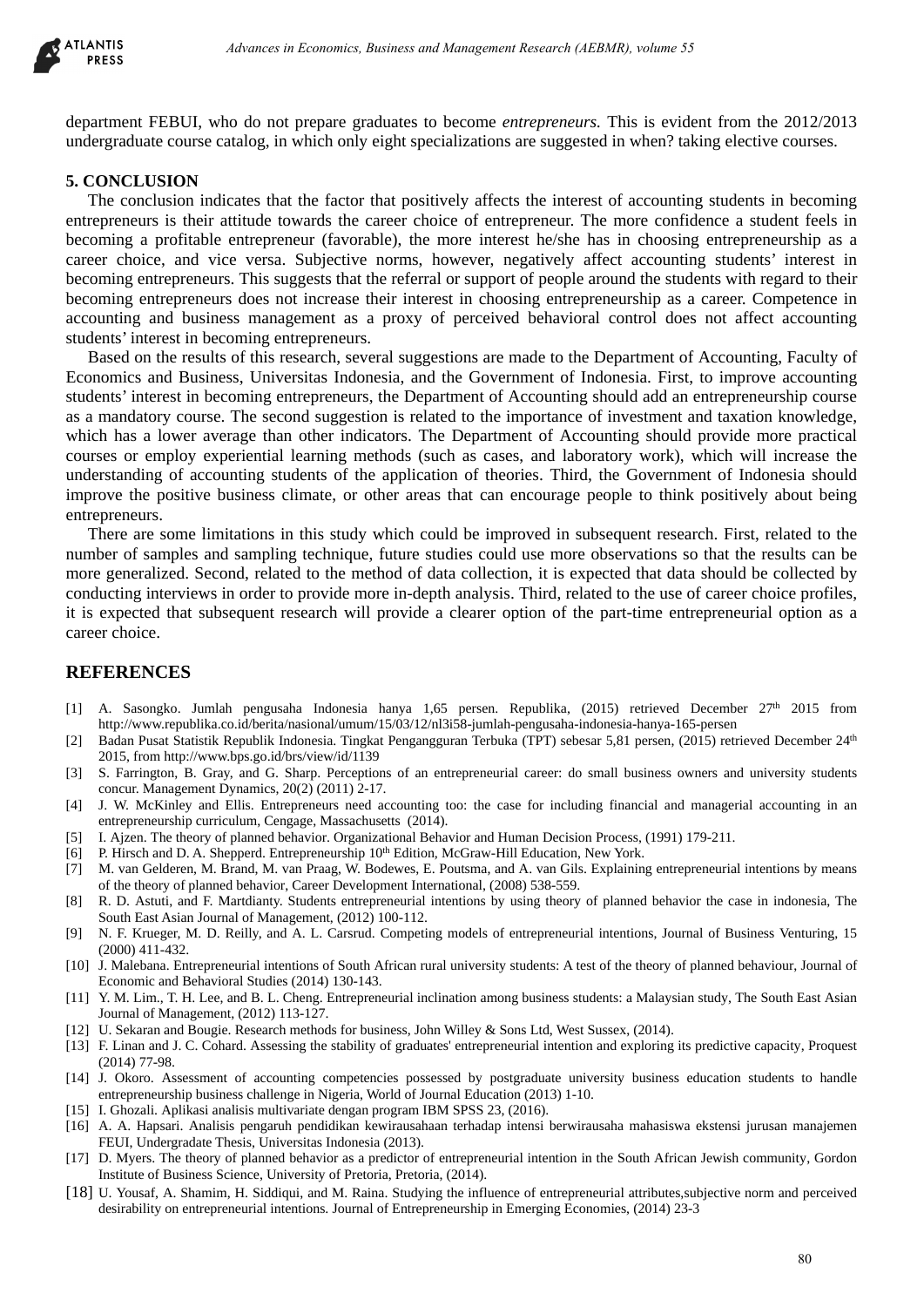department FEBUI, who do not prepare graduates to become *entrepreneurs.* This is evident from the 2012/2013 undergraduate course catalog, in which only eight specializations are suggested in when? taking elective courses.

## 5. CONCLUSION

The conclusion indicates that the factor that positively affects the interest of accounting students in becoming entrepreneurs is their attitude towards the career choice of entrepreneur. The more confidence a student feels in becoming a profitable entrepreneur (favorable), the more interest he/she has in choosing entrepreneurship as a career choice, and vice versa. Subjective norms, however, negatively affect accounting students' interest in becoming entrepreneurs. This suggests that the referral or support of people around the students with regard to their becoming entrepreneurs does not increase their interest in choosing entrepreneurship as a career. Competence in accounting and business management as a proxy of perceived behavioral control does not affect accounting students' interest in becoming entrepreneurs.

Based on the results of this research, several suggestions are made to the Department of Accounting, Faculty of Economics and Business, Universitas Indonesia, and the Government of Indonesia. First, to improve accounting students' interest in becoming entrepreneurs, the Department of Accounting should add an entrepreneurship course as a mandatory course. The second suggestion is related to the importance of investment and taxation knowledge, which has a lower average than other indicators. The Department of Accounting should provide more practical courses or employ experiential learning methods (such as cases, and laboratory work), which will increase the understanding of accounting students of the application of theories. Third, the Government of Indonesia should improve the positive business climate, or other areas that can encourage people to think positively about being entrepreneurs.

There are some limitations in this study which could be improved in subsequent research. First, related to the number of samples and sampling technique, future studies could use more observations so that the results can be more generalized. Second, related to the method of data collection, it is expected that data should be collected by conducting interviews in order to provide more in-depth analysis. Third, related to the use of career choice profiles, it is expected that subsequent research will provide a clearer option of the part-time entrepreneurial option as a career choice.

## REFERENCES

[1] A. Sasongko. Jumlah pengusaha Indonesia hanya 1,65 persen. Republika, (2015) retrieved December 27th 2015 from http://www.republika.co.id/berita/nasional/umum/15/03/12/nl3i58-jumlah-pengusaha-indonesia-hanya-165-persen

[2] Badan Pusat Statistik Republik Indonesia. Tingkat Pengangguran Terbuka (TPT) sebesar 5,81 persen, (2015) retrieved December 24th 2015, from http://www.bps.go.id/brs/view/id/1139

[3] S. Farrington, B. Gray, and G. Sharp. Perceptions of an entrepreneurial career: do small business owners and university students concur. Management Dynamics, 20(2) (2011) 2-17.

[4] J. W. McKinley and Ellis. Entrepreneurs need accounting too: the case for including financial and managerial accounting in an entrepreneurship curriculum, Cengage, Massachusetts (2014).

[5] I. Ajzen. The theory of planned behavior. Organizational Behavior and Human Decision Process, (1991) 179-211.

[6] P. Hirsch and D. A. Shepperd. Entrepreneurship 10th Edition, McGraw-Hill Education, New York.

[7] M. van Gelderen, M. Brand, M. van Praag, W. Bodewes, E. Poutsma, and A. van Gils. Explaining entrepreneurial intentions by means of the theory of planned behavior, Career Development International, (2008) 538-559.

[8] R. D. Astuti, and F. Martdianty. Students entrepreneurial intentions by using theory of planned behavior the case in indonesia, The South East Asian Journal of Management, (2012) 100-112.

[9] N. F. Krueger, M. D. Reilly, and A. L. Carsrud. Competing models of entrepreneurial intentions, Journal of Business Venturing, 15 (2000) 411-432.

[10] J. Malebana. Entrepreneurial intentions of South African rural university students: A test of the theory of planned behaviour, Journal of Economic and Behavioral Studies (2014) 130-143.

[11] Y. M. Lim., T. H. Lee, and B. L. Cheng. Entrepreneurial inclination among business students: a Malaysian study, The South East Asian Journal of Management, (2012) 113-127.

[12] U. Sekaran and Bougie. Research methods for business, John Willey & Sons Ltd, West Sussex, (2014).

[13] F. Linan and J. C. Cohard. Assessing the stability of graduates' entrepreneurial intention and exploring its predictive capacity, Proquest (2014) 77-98.

[14] J. Okoro. Assessment of accounting competencies possessed by postgraduate university business education students to handle entrepreneurship business challenge in Nigeria, World of Journal Education (2013) 1-10.

[15] I. Ghozali. Aplikasi analisis multivariate dengan program IBM SPSS 23, (2016).

[16] A. A. Hapsari. Analisis pengaruh pendidikan kewirausahaan terhadap intensi berwirausaha mahasiswa ekstensi jurusan manajemen FEUI, Undergradate Thesis, Universitas Indonesia (2013).

[17] D. Myers. The theory of planned behavior as a predictor of entrepreneurial intention in the South African Jewish community, Gordon Institute of Business Science, University of Pretoria, Pretoria, (2014).

[18] U. Yousaf, A. Shamim, H. Siddiqui, and M. Raina. Studying the influence of entrepreneurial attributes,subjective norm and perceived desirability on entrepreneurial intentions. Journal of Entrepreneurship in Emerging Economies, (2014) 23-3